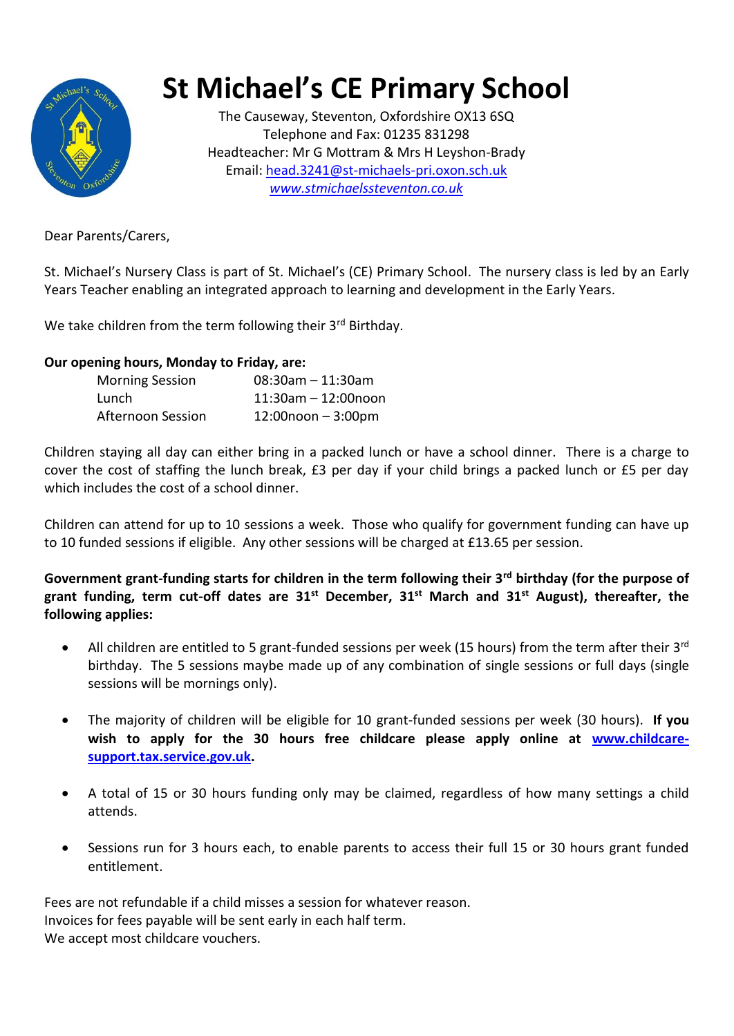# St Michael's CE Primary School

The Causeway, Steventon, Oxfordshire OX13 6SQ
Telephone and Fax: 01235 831298
Headteacher: Mr G Mottram & Mrs H Leyshon-Brady
Email: head.3241@st-michaels-pri.oxon.sch.uk
*www.stmichaelssteventon.co.uk*

Dear Parents/Carers,

St. Michael's Nursery Class is part of St. Michael's (CE) Primary School. The nursery class is led by an Early Years Teacher enabling an integrated approach to learning and development in the Early Years.

We take children from the term following their 3rd Birthday.

**Our opening hours, Monday to Friday, are:**

| | |
|---|---|
| Morning Session | 08:30am – 11:30am |
| Lunch | 11:30am – 12:00noon |
| Afternoon Session | 12:00noon – 3:00pm |

Children staying all day can either bring in a packed lunch or have a school dinner. There is a charge to cover the cost of staffing the lunch break, £3 per day if your child brings a packed lunch or £5 per day which includes the cost of a school dinner.

Children can attend for up to 10 sessions a week. Those who qualify for government funding can have up to 10 funded sessions if eligible. Any other sessions will be charged at £13.65 per session.

**Government grant-funding starts for children in the term following their 3rd birthday (for the purpose of grant funding, term cut-off dates are 31st December, 31st March and 31st August), thereafter, the following applies:**

- All children are entitled to 5 grant-funded sessions per week (15 hours) from the term after their 3rd birthday. The 5 sessions maybe made up of any combination of single sessions or full days (single sessions will be mornings only).
- The majority of children will be eligible for 10 grant-funded sessions per week (30 hours). **If you wish to apply for the 30 hours free childcare please apply online at www.childcare-support.tax.service.gov.uk.**
- A total of 15 or 30 hours funding only may be claimed, regardless of how many settings a child attends.
- Sessions run for 3 hours each, to enable parents to access their full 15 or 30 hours grant funded entitlement.

Fees are not refundable if a child misses a session for whatever reason.
Invoices for fees payable will be sent early in each half term.
We accept most childcare vouchers.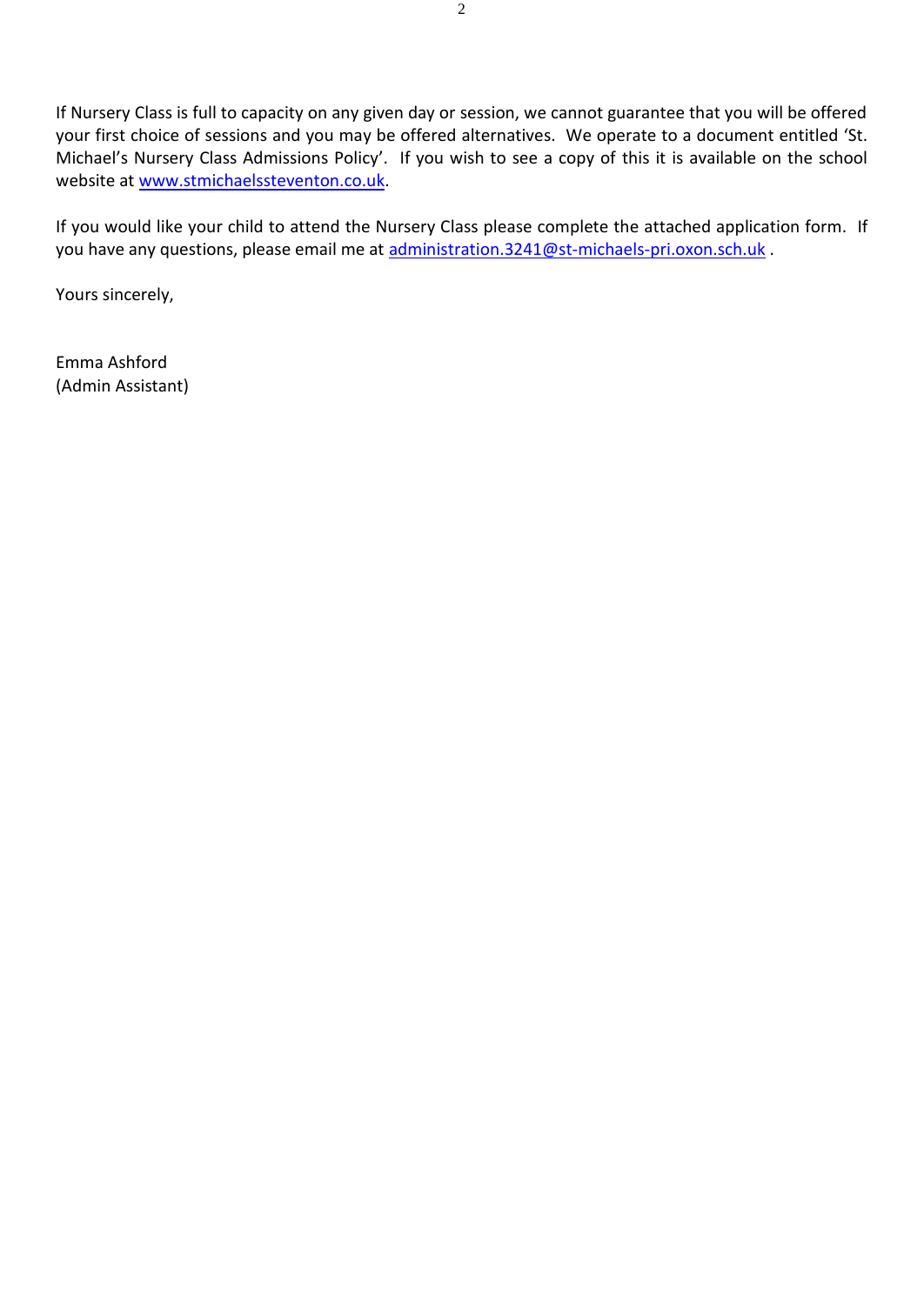If Nursery Class is full to capacity on any given day or session, we cannot guarantee that you will be offered your first choice of sessions and you may be offered alternatives. We operate to a document entitled 'St. Michael's Nursery Class Admissions Policy'. If you wish to see a copy of this it is available on the school website at [www.stmichaelssteventon.co.uk](http://www.stmichaelssteventon.co.uk).

If you would like your child to attend the Nursery Class please complete the attached application form. If you have any questions, please email me at [administration.3241@st-michaels-pri.oxon.sch.uk](mailto:administration.3241@st-michaels-pri.oxon.sch.uk) .

Yours sincerely,

Emma Ashford
(Admin Assistant)